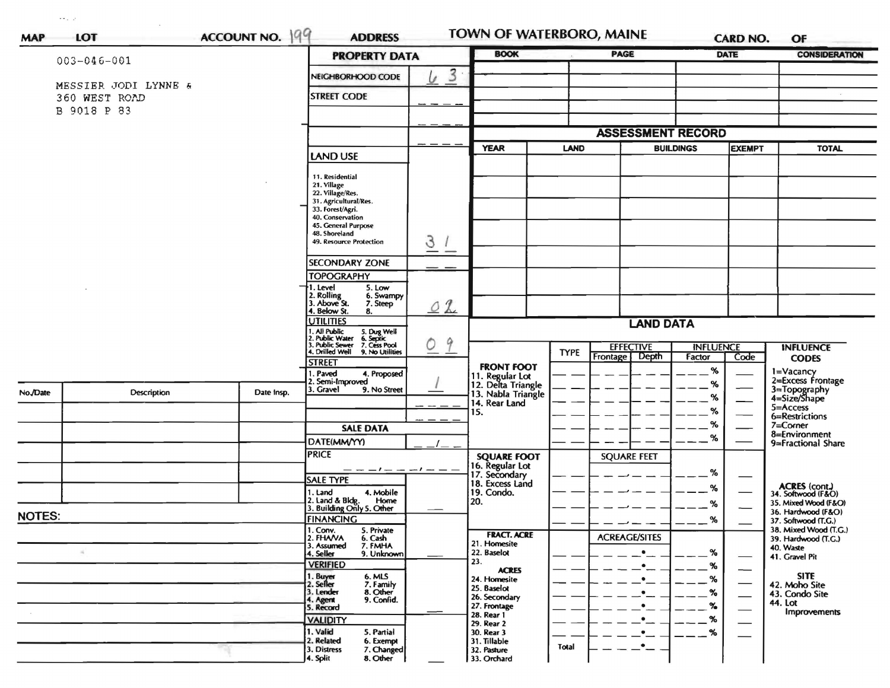MAP | LOT | ACCOUNT NO. 199 | ADDRESS | TOWN OF WATERBORO, MAINE | CARD NO. | OF

003-046-001

MESSIER JODI LYNNE &
360 WEST ROAD
B 9018 P 83

## PROPERTY DATA

| Field | Value |
| --- | --- |
| NEIGHBORHOOD CODE | 63 |
| STREET CODE | |
| LAND USE (11. Residential, 21. Village, 22. Village/Res., 31. Agricultural/Res., 33. Forest/Agri., 40. Conservation, 45. General Purpose, 48. Shoreland, 49. Resource Protection) | 31 |
| SECONDARY ZONE | |
| TOPOGRAPHY (1. Level, 2. Rolling, 3. Above St., 4. Below St., 5. Low, 6. Swampy, 7. Steep, 8.) | 02 |
| UTILITIES (1. All Public, 2. Public Water, 3. Public Sewer, 4. Drilled Well, 5. Dug Well, 6. Septic, 7. Cess Pool, 9. No Utilities) | 09 |
| STREET (1. Paved, 2. Semi-Improved, 3. Gravel, 4. Proposed, 9. No Street) | 1 |

## SALE DATA

| Field | Value |
| --- | --- |
| DATE(MM/YY) | |
| PRICE | |
| SALE TYPE (1. Land, 2. Land & Bldg., 3. Building Only, 4. Mobile Home, 5. Other) | |
| FINANCING (1. Conv., 2. FHA/VA, 3. Assumed, 4. Seller, 5. Private, 6. Cash, 7. FMHA, 9. Unknown) | |
| VERIFIED (1. Buyer, 2. Seller, 3. Lender, 4. Agent, 5. Record, 6. MLS, 7. Family, 8. Other, 9. Confid.) | |
| VALIDITY (1. Valid, 2. Related, 3. Distress, 4. Split, 5. Partial, 6. Exempt, 7. Changed, 8. Other) | |

| BOOK | PAGE | DATE | CONSIDERATION |
| --- | --- | --- | --- |
| | | | |

## ASSESSMENT RECORD

| YEAR | LAND | BUILDINGS | EXEMPT | TOTAL |
| --- | --- | --- | --- | --- |
| | | | | |

| No./Date | Description | Date Insp. |
| --- | --- | --- |
| | | |

NOTES:

## LAND DATA

| | TYPE | EFFECTIVE Frontage | EFFECTIVE Depth | INFLUENCE Factor | INFLUENCE Code |
| --- | --- | --- | --- | --- | --- |
| FRONT FOOT: 11. Regular Lot, 12. Delta Triangle, 13. Nabla Triangle, 14. Rear Land, 15. | | | | % | |
| SQUARE FOOT: 16. Regular Lot, 17. Secondary, 18. Excess Land, 19. Condo., 20. | | SQUARE FEET | | % | |
| FRACT. ACRE: 21. Homesite, 22. Baselot, 23. | | ACREAGE/SITES | | % | |
| ACRES: 24. Homesite, 25. Baselot, 26. Secondary, 27. Frontage, 28. Rear 1, 29. Rear 2, 30. Rear 3, 31. Tillable, 32. Pasture, 33. Orchard | Total | | | % | |

INFLUENCE CODES
1=Vacancy
2=Excess Frontage
3=Topography
4=Size/Shape
5=Access
6=Restrictions
7=Corner
8=Environment
9=Fractional Share

ACRES (cont.)
34. Softwood (F&O)
35. Mixed Wood (F&O)
36. Hardwood (F&O)
37. Softwood (T.G.)
38. Mixed Wood (T.G.)
39. Hardwood (T.G.)
40. Waste
41. Gravel Pit

SITE
42. Moho Site
43. Condo Site
44. Lot Improvements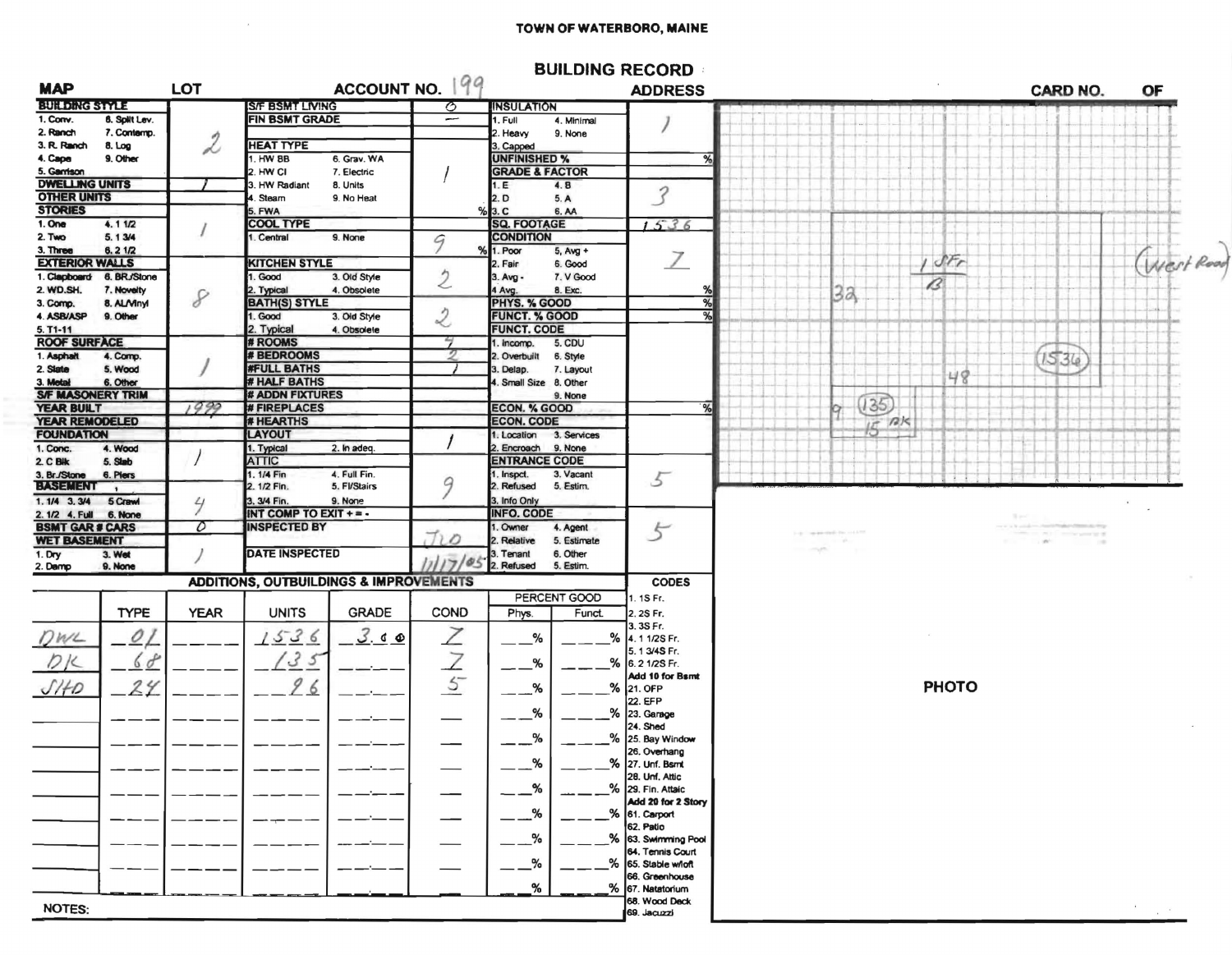TOWN OF WATERBORO, MAINE

# BUILDING RECORD

**MAP** | **LOT** | **ACCOUNT NO.** 199 | **ADDRESS** | **CARD NO.** | **OF**

| Field | Value | Field | Value | Field | Value |
|---|---|---|---|---|---|
| **BUILDING STYLE**<br>1. Conv. 6. Split Lev.<br>2. Ranch 7. Contemp.<br>3. R. Ranch 8. Log<br>4. Cape 9. Other<br>5. Garrison | 2 | **S/F BSMT LIVING** | 0 | **INSULATION**<br>1. Full 4. Minimal<br>2. Heavy 9. None<br>3. Capped | 1 |
| | | **FIN BSMT GRADE** | — | | |
| **DWELLING UNITS** | 1 | **HEAT TYPE**<br>1. HW BB 6. Grav. WA<br>2. HW CI 7. Electric<br>3. HW Radiant 8. Units<br>4. Steam 9. No Heat<br>5. FWA | 1 | **UNFINISHED %** | % |
| **OTHER UNITS** | | | | **GRADE & FACTOR**<br>1. E 4. B<br>2. D 5. A<br>3. C 6. AA | 3 |
| **STORIES**<br>1. One 4. 1 1/2<br>2. Two 5. 1 3/4<br>3. Three 6. 2 1/2 | 1 | **COOL TYPE**<br>1. Central 9. None | 9 | **SQ. FOOTAGE** | 1536 |
| | | | | **CONDITION**<br>1. Poor 5. Avg +<br>2. Fair 6. Good<br>3. Avg - 7. V Good<br>4 Avg. 8. Exc. | 7 |
| **EXTERIOR WALLS**<br>1. Clapboard 6. BR/Stone<br>2. WD.SH. 7. Novelty<br>3. Comp. 8. AL/Vinyl<br>4. ASB/ASP 9. Other<br>5. T1-11 | 8 | **KITCHEN STYLE**<br>1. Good 3. Old Style<br>2. Typical 4. Obsolete | 2 | **PHYS. % GOOD** | % |
| | | **BATH(S) STYLE**<br>1. Good 3. Old Style<br>2. Typical 4. Obsolete | 2 | **FUNCT. % GOOD** | % |
| **ROOF SURFACE**<br>1. Asphalt 4. Comp.<br>2. Slate 5. Wood<br>3. Metal 6. Other | 1 | **# ROOMS** | 4 | **FUNCT. CODE**<br>1. Incomp. 5. CDU<br>2. Overbuilt 6. Style<br>3. Delap. 7. Layout<br>4. Small Size 8. Other<br>9. None | |
| | | **# BEDROOMS** | 2 | | |
| | | **#FULL BATHS** | 1 | | |
| | | **# HALF BATHS** | | | |
| **S/F MASONERY TRIM** | | **# ADDN FIXTURES** | | | |
| **YEAR BUILT** | 1999 | **# FIREPLACES** | | **ECON. % GOOD** | % |
| **YEAR REMODELED** | | **# HEARTHS** | | **ECON. CODE**<br>1. Location 3. Services<br>2. Encroach 9. None | |
| **FOUNDATION**<br>1. Conc. 4. Wood<br>2. C Blk 5. Slab<br>3. Br./Stone 6. Piers | 1 | **LAYOUT**<br>1. Typical 2. In adeq. | 1 | | |
| **BASEMENT**<br>1. 1/4 3. 3/4 5 Crawl<br>2. 1/2 4. Full 6. None | 4 | **ATTIC**<br>1. 1/4 Fin 4. Full Fin.<br>2. 1/2 Fin. 5. Fl/Stairs<br>3. 3/4 Fin. 9. None | 9 | **ENTRANCE CODE**<br>1. Inspct. 3. Vacant<br>2. Refused 5. Estim.<br>3. Info Only | 5 |
| **BSMT GAR # CARS** | 0 | **INT COMP TO EXIT + = -** | | **INFO. CODE**<br>1. Owner 4. Agent<br>2. Relative 5. Estimate<br>3. Tenant 6. Other | 5 |
| **WET BASEMENT**<br>1. Dry 3. Wet<br>2. Damp 9. None | 1 | **INSPECTED BY** | JLO | | |
| | | **DATE INSPECTED** | 11/17/05 | 2. Refused 5. Estim. | |

## ADDITIONS, OUTBUILDINGS & IMPROVEMENTS

| | TYPE | YEAR | UNITS | GRADE | COND | PERCENT GOOD Phys. | PERCENT GOOD Funct. |
|---|---|---|---|---|---|---|---|
| DWL | 01 | | 1536 | 3.00 | 7 | % | % |
| DK | 68 | | 135 | | 7 | % | % |
| SHD | 24 | | 96 | | 5 | % | % |
| | | | | | | % | % |
| | | | | | | % | % |
| | | | | | | % | % |
| | | | | | | % | % |
| | | | | | | % | % |
| | | | | | | % | % |
| | | | | | | % | % |
| | | | | | | % | % |

**CODES**
1. 1S Fr.
2. 2S Fr.
3. 3S Fr.
4. 1 1/2S Fr.
5. 1 3/4S Fr.
6. 2 1/2S Fr.
Add 10 for Bsmt
21. OFP
22. EFP
23. Garage
24. Shed
25. Bay Window
26. Overhang
27. Unf. Bsmt
28. Unf. Attic
29. Fin. Attaic
Add 20 for 2 Story
61. Carport
62. Patio
63. Swimming Pool
64. Tennis Court
65. Stable w/loft
66. Greenhouse
67. Natatorium
68. Wood Deck
69. Jacuzzi

NOTES:

1 SFr
B
32
48
1536
(West Road)
9
15 DK
135

PHOTO